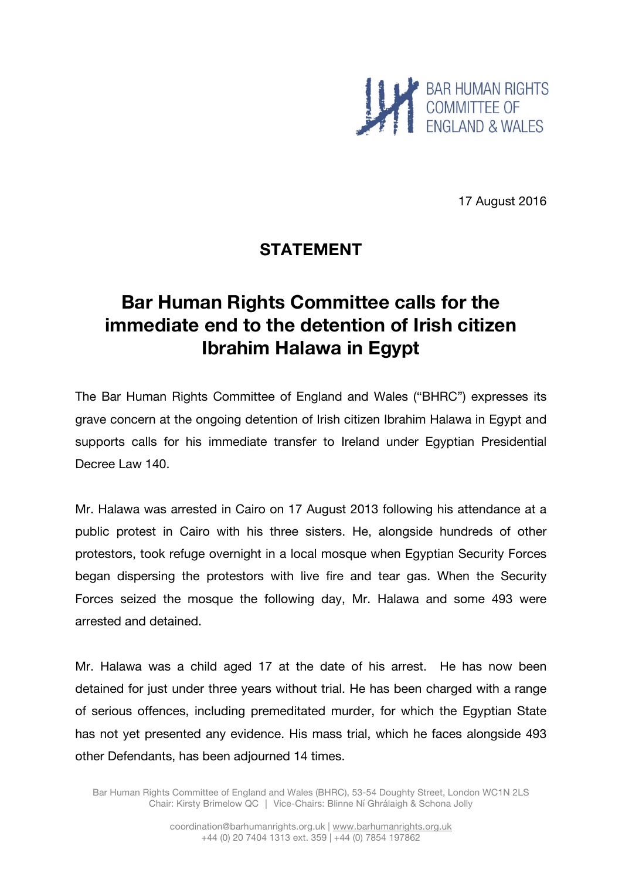BAR HUMAN RIGHTS COMMITTEE OF ENGLAND & WALES

17 August 2016

## STATEMENT

# Bar Human Rights Committee calls for the immediate end to the detention of Irish citizen Ibrahim Halawa in Egypt

The Bar Human Rights Committee of England and Wales ("BHRC") expresses its grave concern at the ongoing detention of Irish citizen Ibrahim Halawa in Egypt and supports calls for his immediate transfer to Ireland under Egyptian Presidential Decree Law 140.

Mr. Halawa was arrested in Cairo on 17 August 2013 following his attendance at a public protest in Cairo with his three sisters. He, alongside hundreds of other protestors, took refuge overnight in a local mosque when Egyptian Security Forces began dispersing the protestors with live fire and tear gas. When the Security Forces seized the mosque the following day, Mr. Halawa and some 493 were arrested and detained.

Mr. Halawa was a child aged 17 at the date of his arrest. He has now been detained for just under three years without trial. He has been charged with a range of serious offences, including premeditated murder, for which the Egyptian State has not yet presented any evidence. His mass trial, which he faces alongside 493 other Defendants, has been adjourned 14 times.

Bar Human Rights Committee of England and Wales (BHRC), 53-54 Doughty Street, London WC1N 2LS
Chair: Kirsty Brimelow QC | Vice-Chairs: Blinne Ní Ghrálaigh & Schona Jolly

coordination@barhumanrights.org.uk | www.barhumanrights.org.uk
+44 (0) 20 7404 1313 ext. 359 | +44 (0) 7854 197862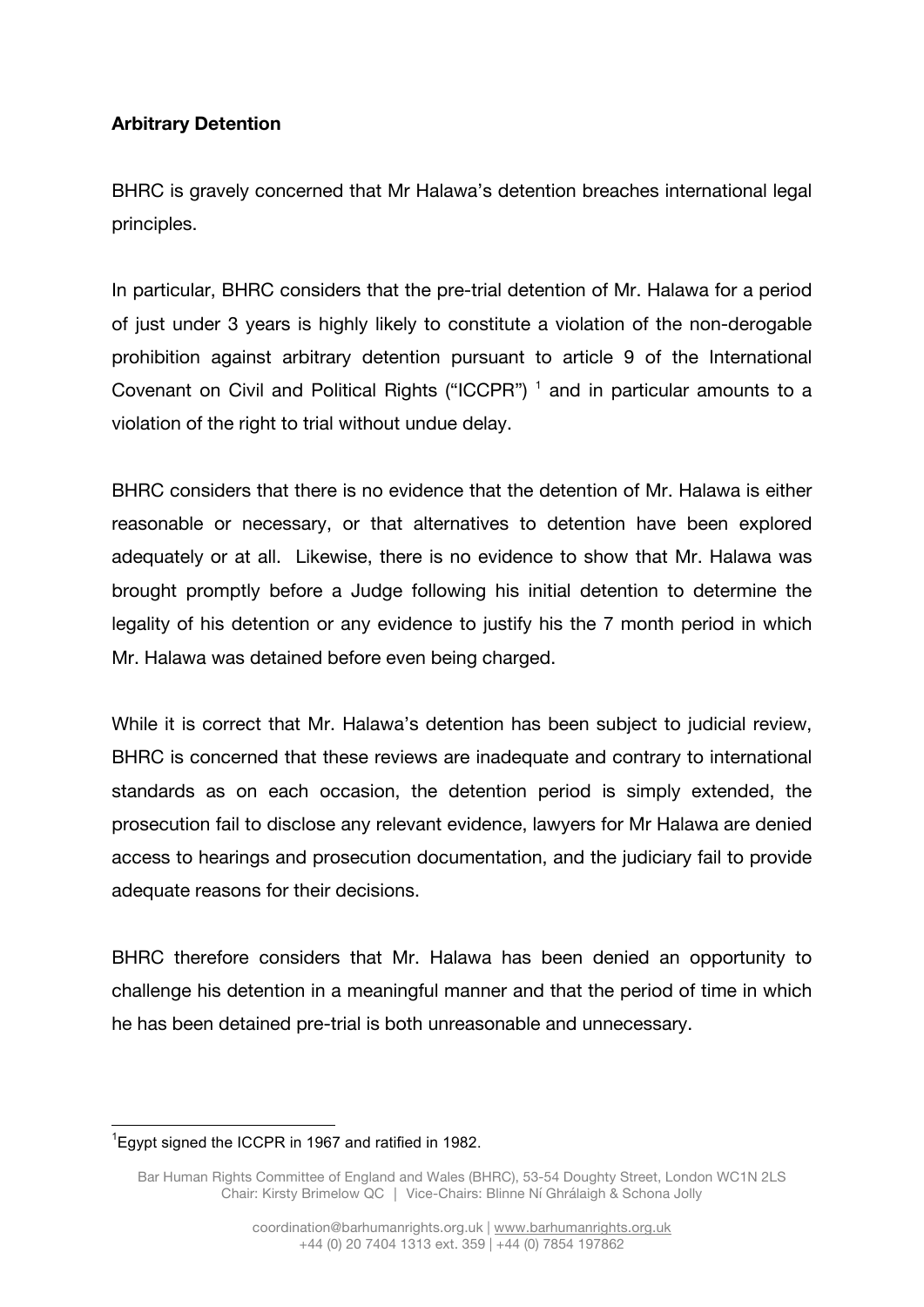**Arbitrary Detention**

BHRC is gravely concerned that Mr Halawa's detention breaches international legal principles.

In particular, BHRC considers that the pre-trial detention of Mr. Halawa for a period of just under 3 years is highly likely to constitute a violation of the non-derogable prohibition against arbitrary detention pursuant to article 9 of the International Covenant on Civil and Political Rights ("ICCPR") [1] and in particular amounts to a violation of the right to trial without undue delay.

BHRC considers that there is no evidence that the detention of Mr. Halawa is either reasonable or necessary, or that alternatives to detention have been explored adequately or at all. Likewise, there is no evidence to show that Mr. Halawa was brought promptly before a Judge following his initial detention to determine the legality of his detention or any evidence to justify his the 7 month period in which Mr. Halawa was detained before even being charged.

While it is correct that Mr. Halawa's detention has been subject to judicial review, BHRC is concerned that these reviews are inadequate and contrary to international standards as on each occasion, the detention period is simply extended, the prosecution fail to disclose any relevant evidence, lawyers for Mr Halawa are denied access to hearings and prosecution documentation, and the judiciary fail to provide adequate reasons for their decisions.

BHRC therefore considers that Mr. Halawa has been denied an opportunity to challenge his detention in a meaningful manner and that the period of time in which he has been detained pre-trial is both unreasonable and unnecessary.

---

[1] Egypt signed the ICCPR in 1967 and ratified in 1982.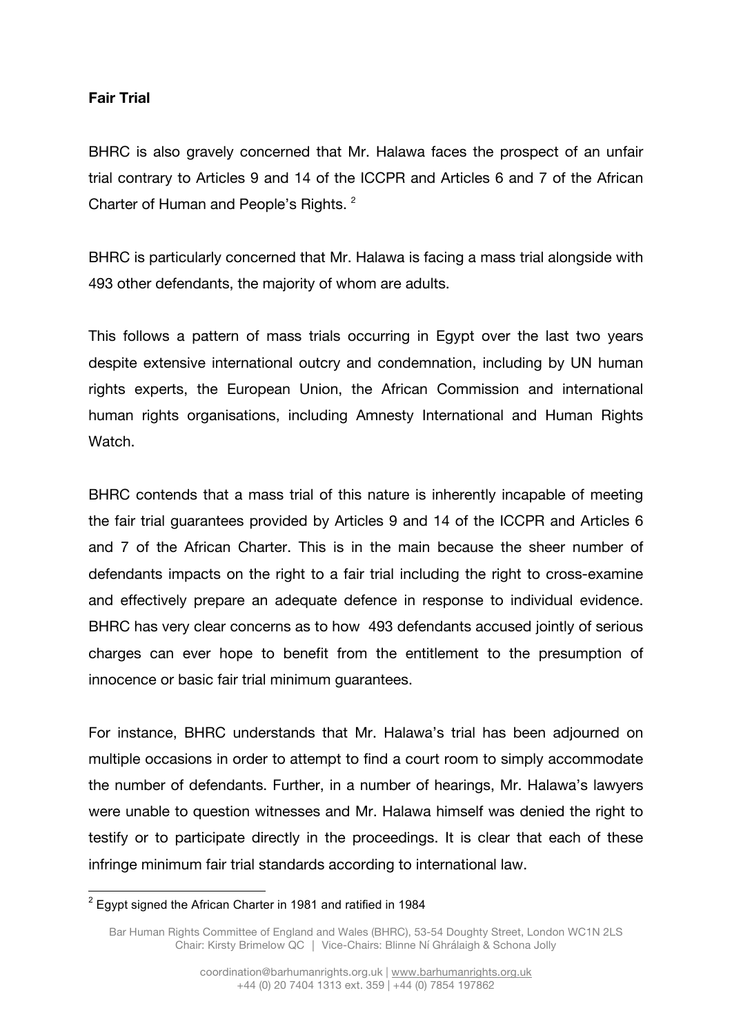**Fair Trial**

BHRC is also gravely concerned that Mr. Halawa faces the prospect of an unfair trial contrary to Articles 9 and 14 of the ICCPR and Articles 6 and 7 of the African Charter of Human and People's Rights. [2]

BHRC is particularly concerned that Mr. Halawa is facing a mass trial alongside with 493 other defendants, the majority of whom are adults.

This follows a pattern of mass trials occurring in Egypt over the last two years despite extensive international outcry and condemnation, including by UN human rights experts, the European Union, the African Commission and international human rights organisations, including Amnesty International and Human Rights Watch.

BHRC contends that a mass trial of this nature is inherently incapable of meeting the fair trial guarantees provided by Articles 9 and 14 of the ICCPR and Articles 6 and 7 of the African Charter. This is in the main because the sheer number of defendants impacts on the right to a fair trial including the right to cross-examine and effectively prepare an adequate defence in response to individual evidence. BHRC has very clear concerns as to how 493 defendants accused jointly of serious charges can ever hope to benefit from the entitlement to the presumption of innocence or basic fair trial minimum guarantees.

For instance, BHRC understands that Mr. Halawa's trial has been adjourned on multiple occasions in order to attempt to find a court room to simply accommodate the number of defendants. Further, in a number of hearings, Mr. Halawa's lawyers were unable to question witnesses and Mr. Halawa himself was denied the right to testify or to participate directly in the proceedings. It is clear that each of these infringe minimum fair trial standards according to international law.

---

[2] Egypt signed the African Charter in 1981 and ratified in 1984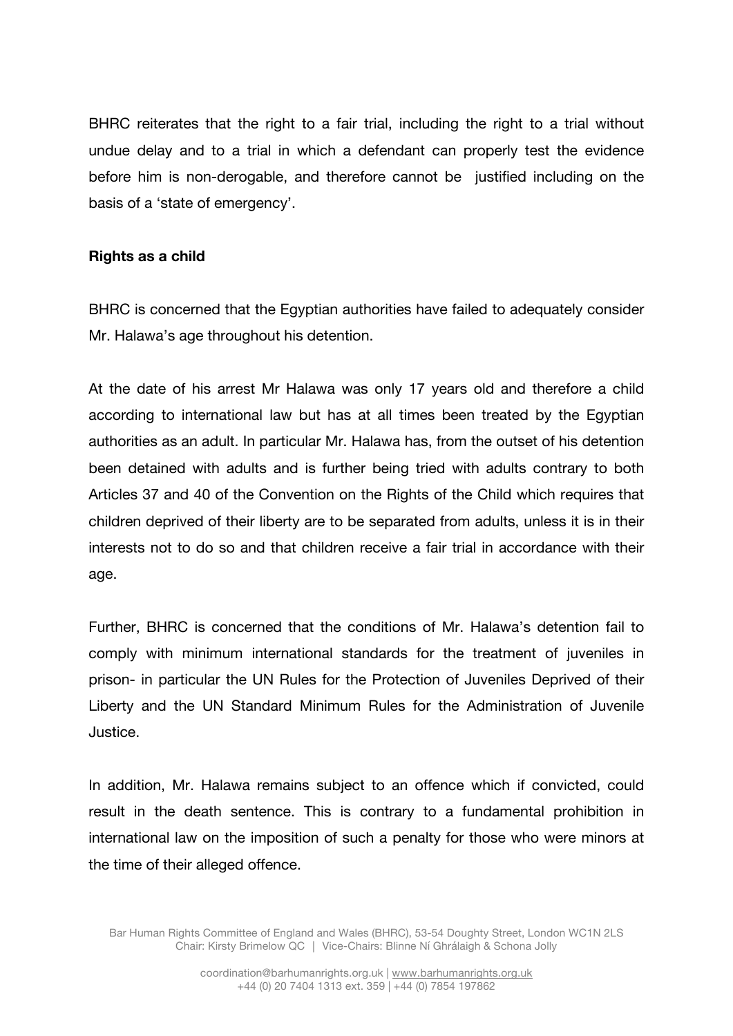BHRC reiterates that the right to a fair trial, including the right to a trial without undue delay and to a trial in which a defendant can properly test the evidence before him is non-derogable, and therefore cannot be justified including on the basis of a 'state of emergency'.

**Rights as a child**

BHRC is concerned that the Egyptian authorities have failed to adequately consider Mr. Halawa's age throughout his detention.

At the date of his arrest Mr Halawa was only 17 years old and therefore a child according to international law but has at all times been treated by the Egyptian authorities as an adult. In particular Mr. Halawa has, from the outset of his detention been detained with adults and is further being tried with adults contrary to both Articles 37 and 40 of the Convention on the Rights of the Child which requires that children deprived of their liberty are to be separated from adults, unless it is in their interests not to do so and that children receive a fair trial in accordance with their age.

Further, BHRC is concerned that the conditions of Mr. Halawa's detention fail to comply with minimum international standards for the treatment of juveniles in prison- in particular the UN Rules for the Protection of Juveniles Deprived of their Liberty and the UN Standard Minimum Rules for the Administration of Juvenile Justice.

In addition, Mr. Halawa remains subject to an offence which if convicted, could result in the death sentence. This is contrary to a fundamental prohibition in international law on the imposition of such a penalty for those who were minors at the time of their alleged offence.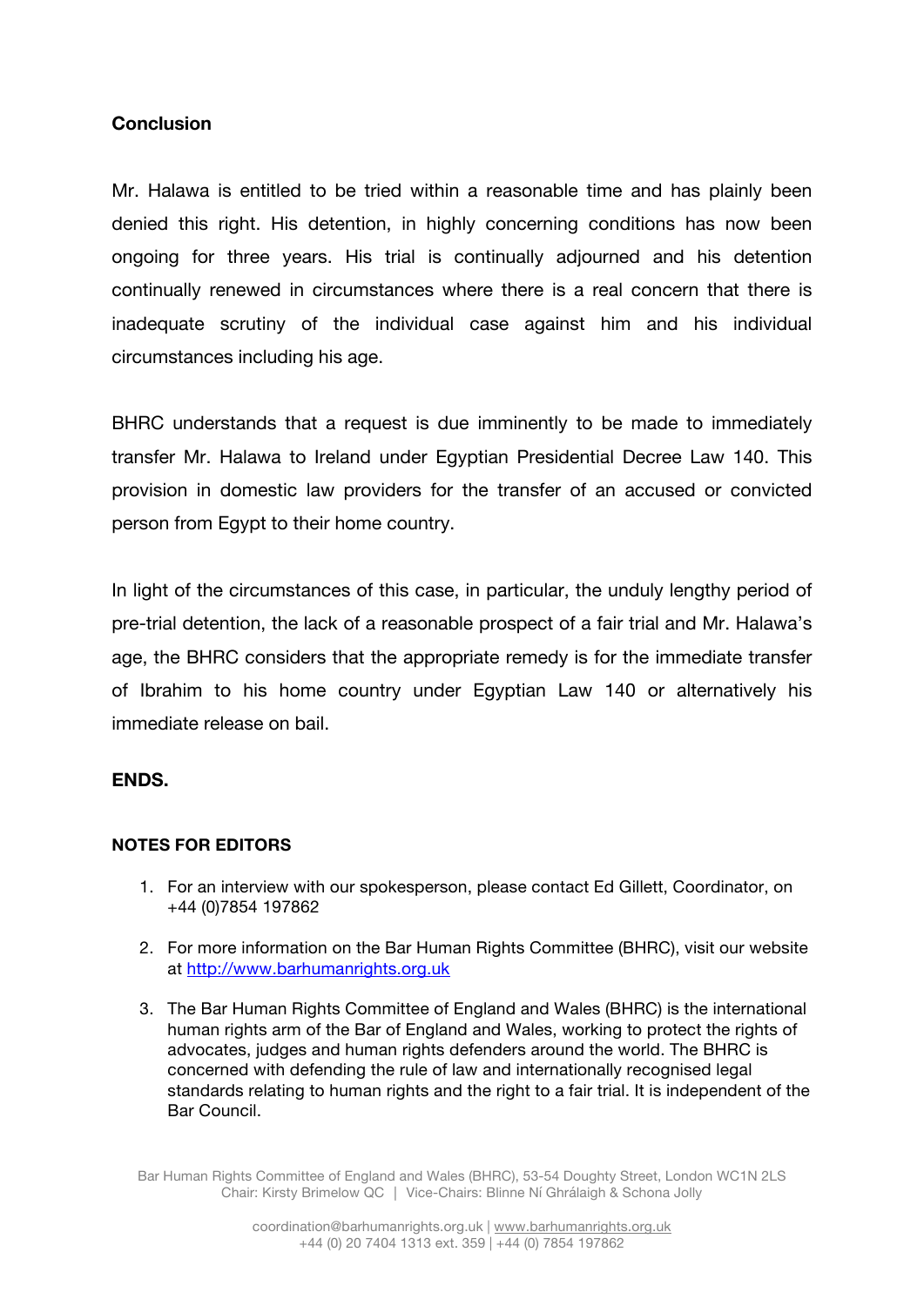**Conclusion**

Mr. Halawa is entitled to be tried within a reasonable time and has plainly been denied this right. His detention, in highly concerning conditions has now been ongoing for three years. His trial is continually adjourned and his detention continually renewed in circumstances where there is a real concern that there is inadequate scrutiny of the individual case against him and his individual circumstances including his age.

BHRC understands that a request is due imminently to be made to immediately transfer Mr. Halawa to Ireland under Egyptian Presidential Decree Law 140. This provision in domestic law providers for the transfer of an accused or convicted person from Egypt to their home country.

In light of the circumstances of this case, in particular, the unduly lengthy period of pre-trial detention, the lack of a reasonable prospect of a fair trial and Mr. Halawa's age, the BHRC considers that the appropriate remedy is for the immediate transfer of Ibrahim to his home country under Egyptian Law 140 or alternatively his immediate release on bail.

**ENDS.**

**NOTES FOR EDITORS**

1. For an interview with our spokesperson, please contact Ed Gillett, Coordinator, on +44 (0)7854 197862
2. For more information on the Bar Human Rights Committee (BHRC), visit our website at http://www.barhumanrights.org.uk
3. The Bar Human Rights Committee of England and Wales (BHRC) is the international human rights arm of the Bar of England and Wales, working to protect the rights of advocates, judges and human rights defenders around the world. The BHRC is concerned with defending the rule of law and internationally recognised legal standards relating to human rights and the right to a fair trial. It is independent of the Bar Council.

Bar Human Rights Committee of England and Wales (BHRC), 53-54 Doughty Street, London WC1N 2LS
Chair: Kirsty Brimelow QC | Vice-Chairs: Blinne Ní Ghrálaigh & Schona Jolly

coordination@barhumanrights.org.uk | www.barhumanrights.org.uk
+44 (0) 20 7404 1313 ext. 359 | +44 (0) 7854 197862